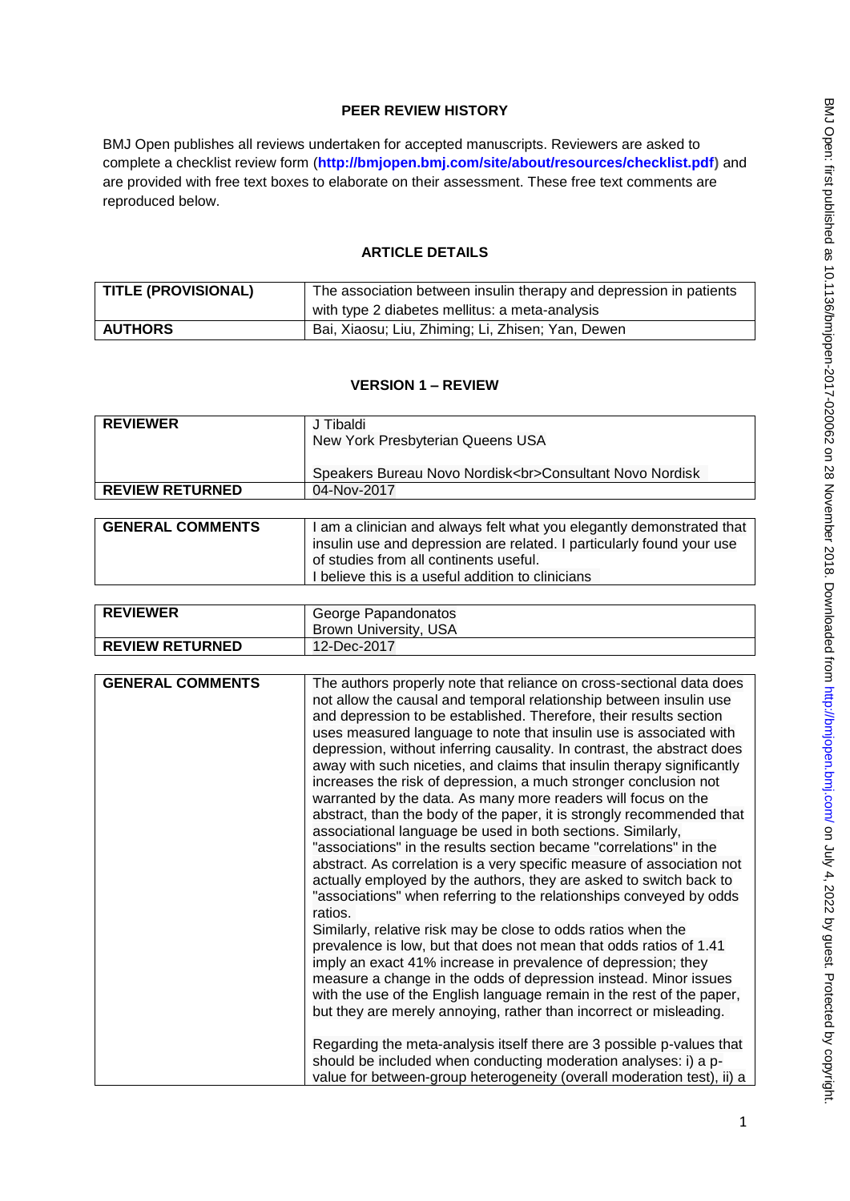**PEER REVIEW HISTORY**

BMJ Open publishes all reviews undertaken for accepted manuscripts. Reviewers are asked to complete a checklist review form (**http://bmjopen.bmj.com/site/about/resources/checklist.pdf**) and are provided with free text boxes to elaborate on their assessment. These free text comments are reproduced below.

**ARTICLE DETAILS**

| | |
|---|---|
| **TITLE (PROVISIONAL)** | The association between insulin therapy and depression in patients with type 2 diabetes mellitus: a meta-analysis |
| **AUTHORS** | Bai, Xiaosu; Liu, Zhiming; Li, Zhisen; Yan, Dewen |

**VERSION 1 – REVIEW**

| | |
|---|---|
| **REVIEWER** | J Tibaldi<br>New York Presbyterian Queens USA<br><br>Speakers Bureau Novo Nordisk<br>Consultant Novo Nordisk |
| **REVIEW RETURNED** | 04-Nov-2017 |

| | |
|---|---|
| **GENERAL COMMENTS** | I am a clinician and always felt what you elegantly demonstrated that insulin use and depression are related. I particularly found your use of studies from all continents useful.<br>I believe this is a useful addition to clinicians |

| | |
|---|---|
| **REVIEWER** | George Papandonatos<br>Brown University, USA |
| **REVIEW RETURNED** | 12-Dec-2017 |

| | |
|---|---|
| **GENERAL COMMENTS** | The authors properly note that reliance on cross-sectional data does not allow the causal and temporal relationship between insulin use and depression to be established. Therefore, their results section uses measured language to note that insulin use is associated with depression, without inferring causality. In contrast, the abstract does away with such niceties, and claims that insulin therapy significantly increases the risk of depression, a much stronger conclusion not warranted by the data. As many more readers will focus on the abstract, than the body of the paper, it is strongly recommended that associational language be used in both sections. Similarly, "associations" in the results section became "correlations" in the abstract. As correlation is a very specific measure of association not actually employed by the authors, they are asked to switch back to "associations" when referring to the relationships conveyed by odds ratios.<br>Similarly, relative risk may be close to odds ratios when the prevalence is low, but that does not mean that odds ratios of 1.41 imply an exact 41% increase in prevalence of depression; they measure a change in the odds of depression instead. Minor issues with the use of the English language remain in the rest of the paper, but they are merely annoying, rather than incorrect or misleading.<br><br>Regarding the meta-analysis itself there are 3 possible p-values that should be included when conducting moderation analyses: i) a p-value for between-group heterogeneity (overall moderation test), ii) a |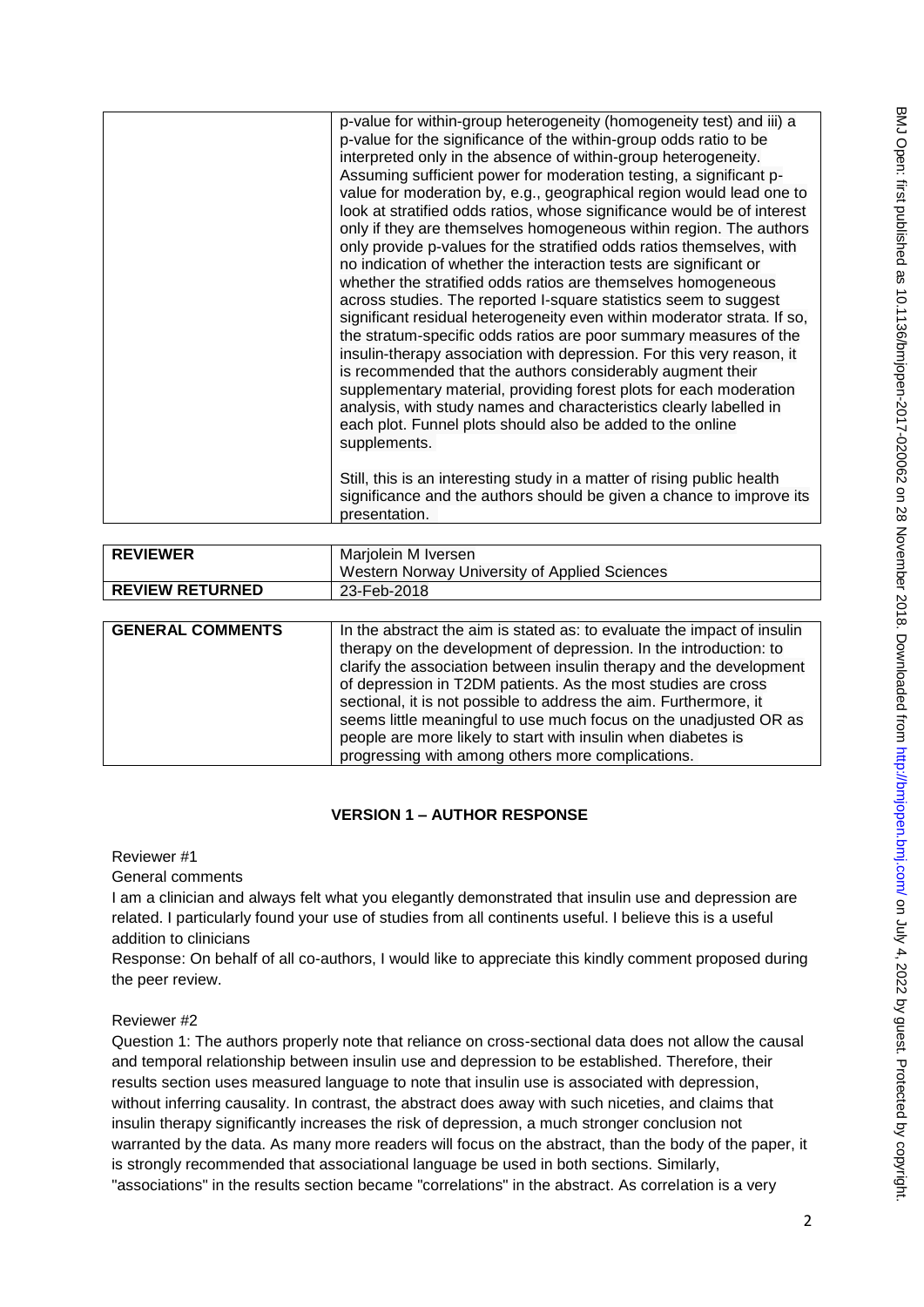| | p-value for within-group heterogeneity (homogeneity test) and iii) a p-value for the significance of the within-group odds ratio to be interpreted only in the absence of within-group heterogeneity. Assuming sufficient power for moderation testing, a significant p-value for moderation by, e.g., geographical region would lead one to look at stratified odds ratios, whose significance would be of interest only if they are themselves homogeneous within region. The authors only provide p-values for the stratified odds ratios themselves, with no indication of whether the interaction tests are significant or whether the stratified odds ratios are themselves homogeneous across studies. The reported I-square statistics seem to suggest significant residual heterogeneity even within moderator strata. If so, the stratum-specific odds ratios are poor summary measures of the insulin-therapy association with depression. For this very reason, it is recommended that the authors considerably augment their supplementary material, providing forest plots for each moderation analysis, with study names and characteristics clearly labelled in each plot. Funnel plots should also be added to the online supplements.<br><br>Still, this is an interesting study in a matter of rising public health significance and the authors should be given a chance to improve its presentation. |
|---|---|

| **REVIEWER** | Marjolein M Iversen<br>Western Norway University of Applied Sciences |
|---|---|
| **REVIEW RETURNED** | 23-Feb-2018 |

| **GENERAL COMMENTS** | In the abstract the aim is stated as: to evaluate the impact of insulin therapy on the development of depression. In the introduction: to clarify the association between insulin therapy and the development of depression in T2DM patients. As the most studies are cross sectional, it is not possible to address the aim. Furthermore, it seems little meaningful to use much focus on the unadjusted OR as people are more likely to start with insulin when diabetes is progressing with among others more complications. |
|---|---|

## VERSION 1 – AUTHOR RESPONSE

Reviewer #1

General comments

I am a clinician and always felt what you elegantly demonstrated that insulin use and depression are related. I particularly found your use of studies from all continents useful. I believe this is a useful addition to clinicians

Response: On behalf of all co-authors, I would like to appreciate this kindly comment proposed during the peer review.

Reviewer #2

Question 1: The authors properly note that reliance on cross-sectional data does not allow the causal and temporal relationship between insulin use and depression to be established. Therefore, their results section uses measured language to note that insulin use is associated with depression, without inferring causality. In contrast, the abstract does away with such niceties, and claims that insulin therapy significantly increases the risk of depression, a much stronger conclusion not warranted by the data. As many more readers will focus on the abstract, than the body of the paper, it is strongly recommended that associational language be used in both sections. Similarly, "associations" in the results section became "correlations" in the abstract. As correlation is a very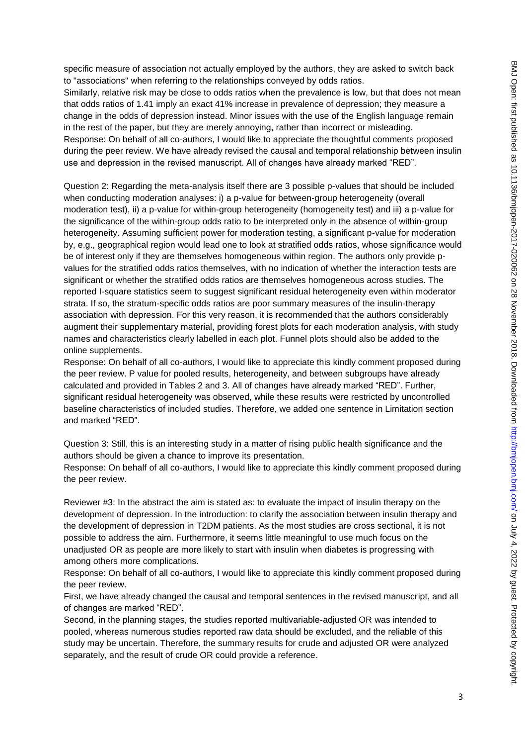specific measure of association not actually employed by the authors, they are asked to switch back to "associations" when referring to the relationships conveyed by odds ratios.

Similarly, relative risk may be close to odds ratios when the prevalence is low, but that does not mean that odds ratios of 1.41 imply an exact 41% increase in prevalence of depression; they measure a change in the odds of depression instead. Minor issues with the use of the English language remain in the rest of the paper, but they are merely annoying, rather than incorrect or misleading.

Response: On behalf of all co-authors, I would like to appreciate the thoughtful comments proposed during the peer review. We have already revised the causal and temporal relationship between insulin use and depression in the revised manuscript. All of changes have already marked "RED".

Question 2: Regarding the meta-analysis itself there are 3 possible p-values that should be included when conducting moderation analyses: i) a p-value for between-group heterogeneity (overall moderation test), ii) a p-value for within-group heterogeneity (homogeneity test) and iii) a p-value for the significance of the within-group odds ratio to be interpreted only in the absence of within-group heterogeneity. Assuming sufficient power for moderation testing, a significant p-value for moderation by, e.g., geographical region would lead one to look at stratified odds ratios, whose significance would be of interest only if they are themselves homogeneous within region. The authors only provide p-values for the stratified odds ratios themselves, with no indication of whether the interaction tests are significant or whether the stratified odds ratios are themselves homogeneous across studies. The reported I-square statistics seem to suggest significant residual heterogeneity even within moderator strata. If so, the stratum-specific odds ratios are poor summary measures of the insulin-therapy association with depression. For this very reason, it is recommended that the authors considerably augment their supplementary material, providing forest plots for each moderation analysis, with study names and characteristics clearly labelled in each plot. Funnel plots should also be added to the online supplements.

Response: On behalf of all co-authors, I would like to appreciate this kindly comment proposed during the peer review. P value for pooled results, heterogeneity, and between subgroups have already calculated and provided in Tables 2 and 3. All of changes have already marked "RED". Further, significant residual heterogeneity was observed, while these results were restricted by uncontrolled baseline characteristics of included studies. Therefore, we added one sentence in Limitation section and marked "RED".

Question 3: Still, this is an interesting study in a matter of rising public health significance and the authors should be given a chance to improve its presentation.

Response: On behalf of all co-authors, I would like to appreciate this kindly comment proposed during the peer review.

Reviewer #3: In the abstract the aim is stated as: to evaluate the impact of insulin therapy on the development of depression. In the introduction: to clarify the association between insulin therapy and the development of depression in T2DM patients. As the most studies are cross sectional, it is not possible to address the aim. Furthermore, it seems little meaningful to use much focus on the unadjusted OR as people are more likely to start with insulin when diabetes is progressing with among others more complications.

Response: On behalf of all co-authors, I would like to appreciate this kindly comment proposed during the peer review.

First, we have already changed the causal and temporal sentences in the revised manuscript, and all of changes are marked "RED".

Second, in the planning stages, the studies reported multivariable-adjusted OR was intended to pooled, whereas numerous studies reported raw data should be excluded, and the reliable of this study may be uncertain. Therefore, the summary results for crude and adjusted OR were analyzed separately, and the result of crude OR could provide a reference.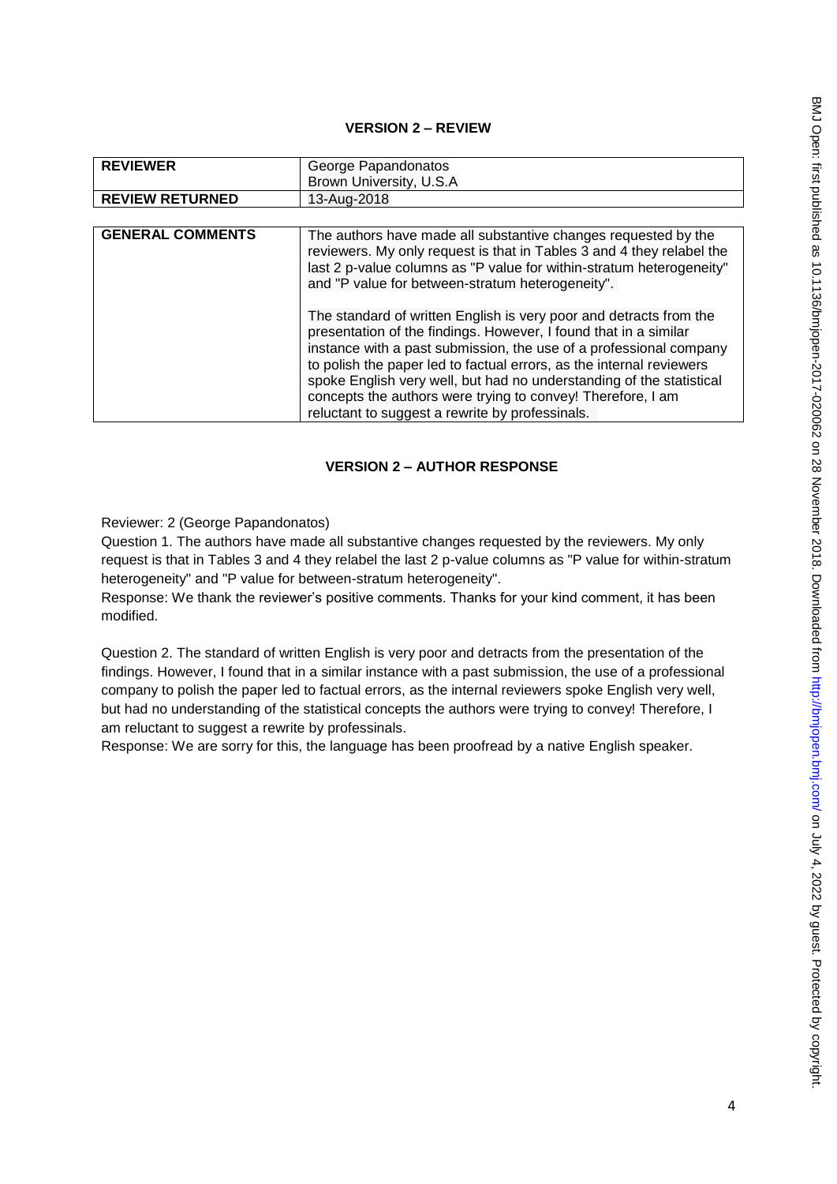### VERSION 2 – REVIEW

| | |
|---|---|
| **REVIEWER** | George Papandonatos<br>Brown University, U.S.A |
| **REVIEW RETURNED** | 13-Aug-2018 |

| | |
|---|---|
| **GENERAL COMMENTS** | The authors have made all substantive changes requested by the reviewers. My only request is that in Tables 3 and 4 they relabel the last 2 p-value columns as "P value for within-stratum heterogeneity" and "P value for between-stratum heterogeneity".<br><br>The standard of written English is very poor and detracts from the presentation of the findings. However, I found that in a similar instance with a past submission, the use of a professional company to polish the paper led to factual errors, as the internal reviewers spoke English very well, but had no understanding of the statistical concepts the authors were trying to convey! Therefore, I am reluctant to suggest a rewrite by professinals. |

### VERSION 2 – AUTHOR RESPONSE

Reviewer: 2 (George Papandonatos)

Question 1. The authors have made all substantive changes requested by the reviewers. My only request is that in Tables 3 and 4 they relabel the last 2 p-value columns as "P value for within-stratum heterogeneity" and "P value for between-stratum heterogeneity".

Response: We thank the reviewer's positive comments. Thanks for your kind comment, it has been modified.

Question 2. The standard of written English is very poor and detracts from the presentation of the findings. However, I found that in a similar instance with a past submission, the use of a professional company to polish the paper led to factual errors, as the internal reviewers spoke English very well, but had no understanding of the statistical concepts the authors were trying to convey! Therefore, I am reluctant to suggest a rewrite by professinals.

Response: We are sorry for this, the language has been proofread by a native English speaker.